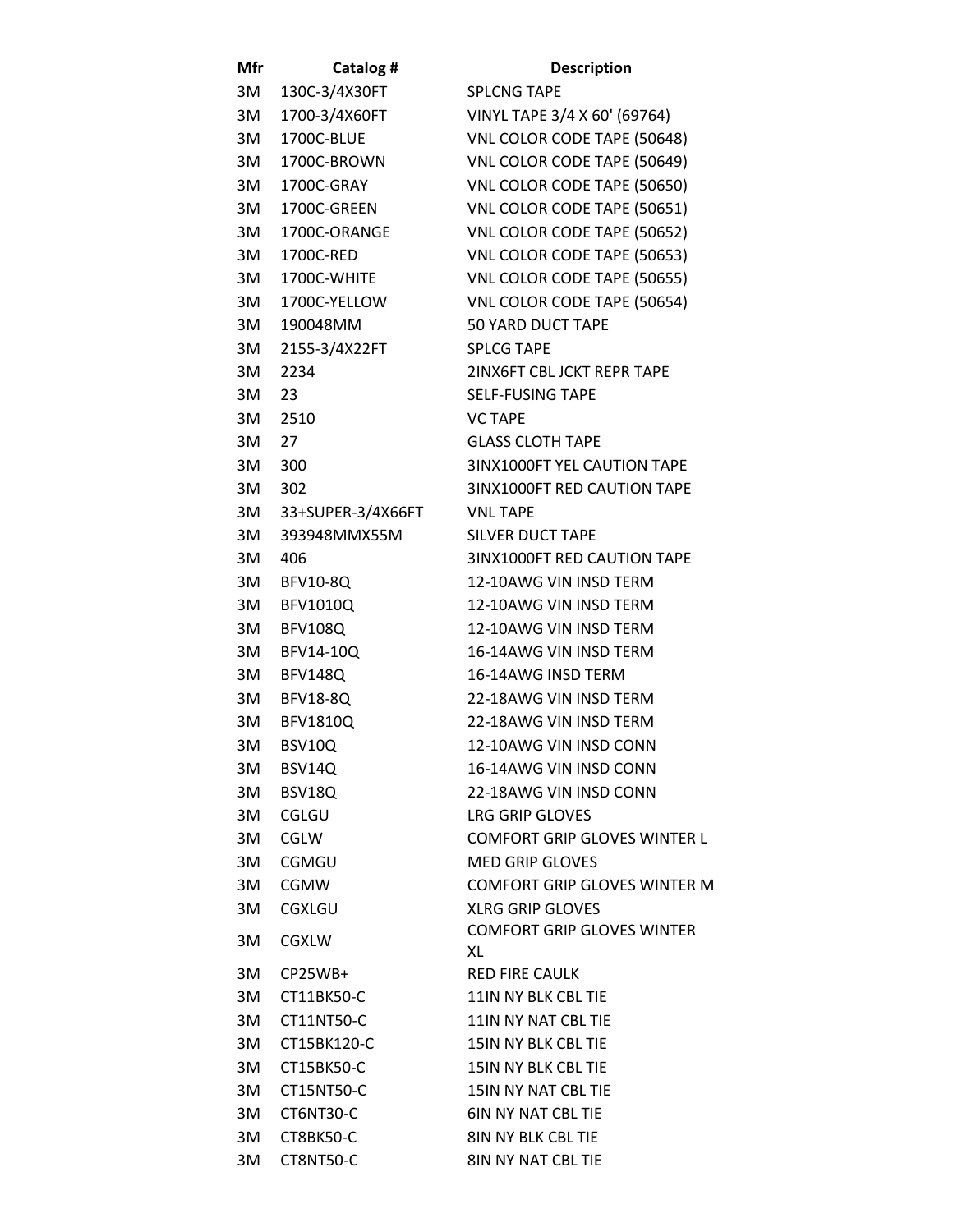| Mfr | Catalog # | Description |
|---|---|---|
| 3M | 130C-3/4X30FT | SPLCNG TAPE |
| 3M | 1700-3/4X60FT | VINYL TAPE 3/4 X 60' (69764) |
| 3M | 1700C-BLUE | VNL COLOR CODE TAPE (50648) |
| 3M | 1700C-BROWN | VNL COLOR CODE TAPE (50649) |
| 3M | 1700C-GRAY | VNL COLOR CODE TAPE (50650) |
| 3M | 1700C-GREEN | VNL COLOR CODE TAPE (50651) |
| 3M | 1700C-ORANGE | VNL COLOR CODE TAPE (50652) |
| 3M | 1700C-RED | VNL COLOR CODE TAPE (50653) |
| 3M | 1700C-WHITE | VNL COLOR CODE TAPE (50655) |
| 3M | 1700C-YELLOW | VNL COLOR CODE TAPE (50654) |
| 3M | 190048MM | 50 YARD DUCT TAPE |
| 3M | 2155-3/4X22FT | SPLCG TAPE |
| 3M | 2234 | 2INX6FT CBL JCKT REPR TAPE |
| 3M | 23 | SELF-FUSING TAPE |
| 3M | 2510 | VC TAPE |
| 3M | 27 | GLASS CLOTH TAPE |
| 3M | 300 | 3INX1000FT YEL CAUTION TAPE |
| 3M | 302 | 3INX1000FT RED CAUTION TAPE |
| 3M | 33+SUPER-3/4X66FT | VNL TAPE |
| 3M | 393948MMX55M | SILVER DUCT TAPE |
| 3M | 406 | 3INX1000FT RED CAUTION TAPE |
| 3M | BFV10-8Q | 12-10AWG VIN INSD TERM |
| 3M | BFV1010Q | 12-10AWG VIN INSD TERM |
| 3M | BFV108Q | 12-10AWG VIN INSD TERM |
| 3M | BFV14-10Q | 16-14AWG VIN INSD TERM |
| 3M | BFV148Q | 16-14AWG INSD TERM |
| 3M | BFV18-8Q | 22-18AWG VIN INSD TERM |
| 3M | BFV1810Q | 22-18AWG VIN INSD TERM |
| 3M | BSV10Q | 12-10AWG VIN INSD CONN |
| 3M | BSV14Q | 16-14AWG VIN INSD CONN |
| 3M | BSV18Q | 22-18AWG VIN INSD CONN |
| 3M | CGLGU | LRG GRIP GLOVES |
| 3M | CGLW | COMFORT GRIP GLOVES WINTER L |
| 3M | CGMGU | MED GRIP GLOVES |
| 3M | CGMW | COMFORT GRIP GLOVES WINTER M |
| 3M | CGXLGU | XLRG GRIP GLOVES |
| 3M | CGXLW | COMFORT GRIP GLOVES WINTER XL |
| 3M | CP25WB+ | RED FIRE CAULK |
| 3M | CT11BK50-C | 11IN NY BLK CBL TIE |
| 3M | CT11NT50-C | 11IN NY NAT CBL TIE |
| 3M | CT15BK120-C | 15IN NY BLK CBL TIE |
| 3M | CT15BK50-C | 15IN NY BLK CBL TIE |
| 3M | CT15NT50-C | 15IN NY NAT CBL TIE |
| 3M | CT6NT30-C | 6IN NY NAT CBL TIE |
| 3M | CT8BK50-C | 8IN NY BLK CBL TIE |
| 3M | CT8NT50-C | 8IN NY NAT CBL TIE |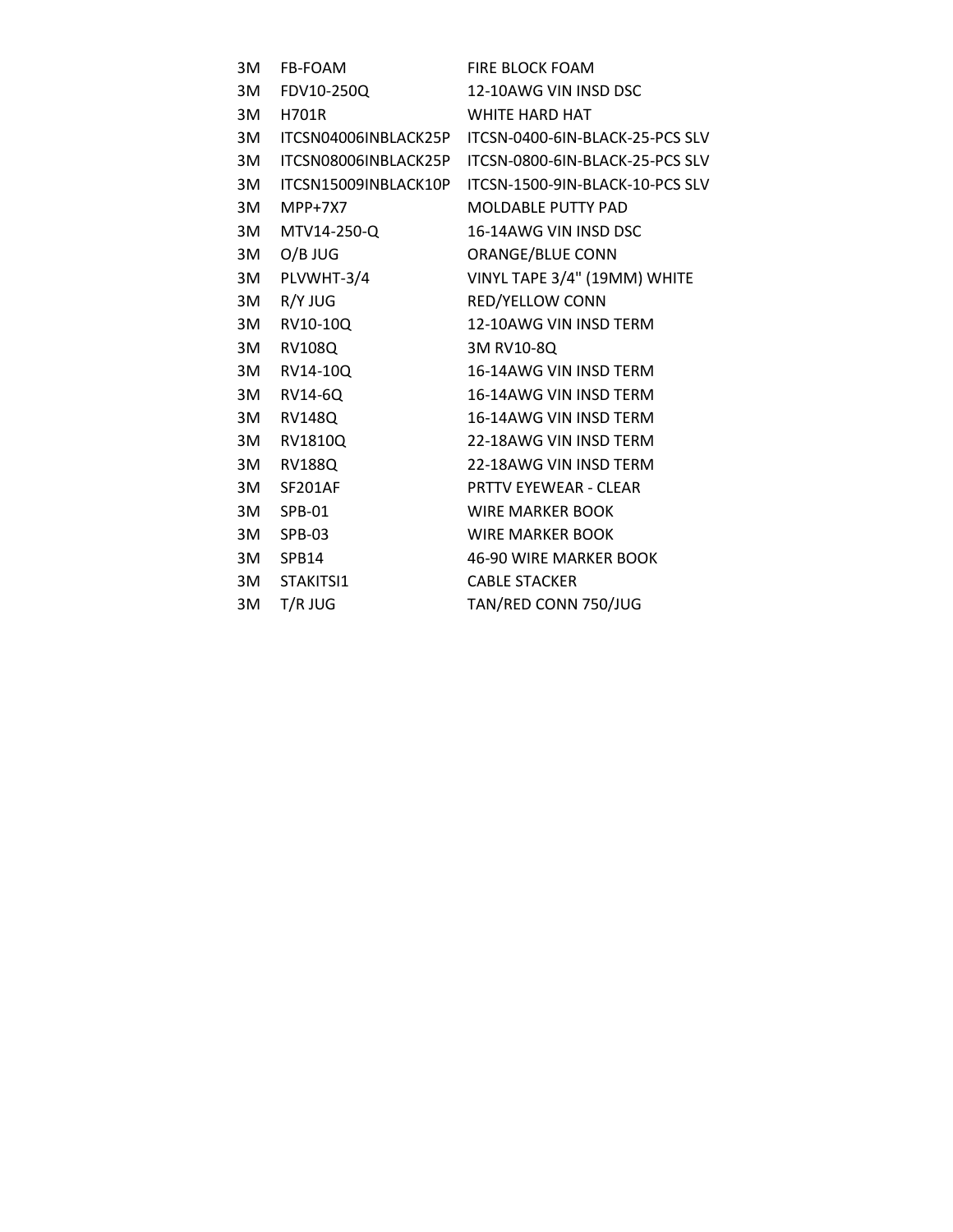| | | |
|---|---|---|
| 3M | FB-FOAM | FIRE BLOCK FOAM |
| 3M | FDV10-250Q | 12-10AWG VIN INSD DSC |
| 3M | H701R | WHITE HARD HAT |
| 3M | ITCSN04006INBLACK25P | ITCSN-0400-6IN-BLACK-25-PCS SLV |
| 3M | ITCSN08006INBLACK25P | ITCSN-0800-6IN-BLACK-25-PCS SLV |
| 3M | ITCSN15009INBLACK10P | ITCSN-1500-9IN-BLACK-10-PCS SLV |
| 3M | MPP+7X7 | MOLDABLE PUTTY PAD |
| 3M | MTV14-250-Q | 16-14AWG VIN INSD DSC |
| 3M | O/B JUG | ORANGE/BLUE CONN |
| 3M | PLVWHT-3/4 | VINYL TAPE 3/4" (19MM) WHITE |
| 3M | R/Y JUG | RED/YELLOW CONN |
| 3M | RV10-10Q | 12-10AWG VIN INSD TERM |
| 3M | RV108Q | 3M RV10-8Q |
| 3M | RV14-10Q | 16-14AWG VIN INSD TERM |
| 3M | RV14-6Q | 16-14AWG VIN INSD TERM |
| 3M | RV148Q | 16-14AWG VIN INSD TERM |
| 3M | RV1810Q | 22-18AWG VIN INSD TERM |
| 3M | RV188Q | 22-18AWG VIN INSD TERM |
| 3M | SF201AF | PRTTV EYEWEAR - CLEAR |
| 3M | SPB-01 | WIRE MARKER BOOK |
| 3M | SPB-03 | WIRE MARKER BOOK |
| 3M | SPB14 | 46-90 WIRE MARKER BOOK |
| 3M | STAKITSI1 | CABLE STACKER |
| 3M | T/R JUG | TAN/RED CONN 750/JUG |